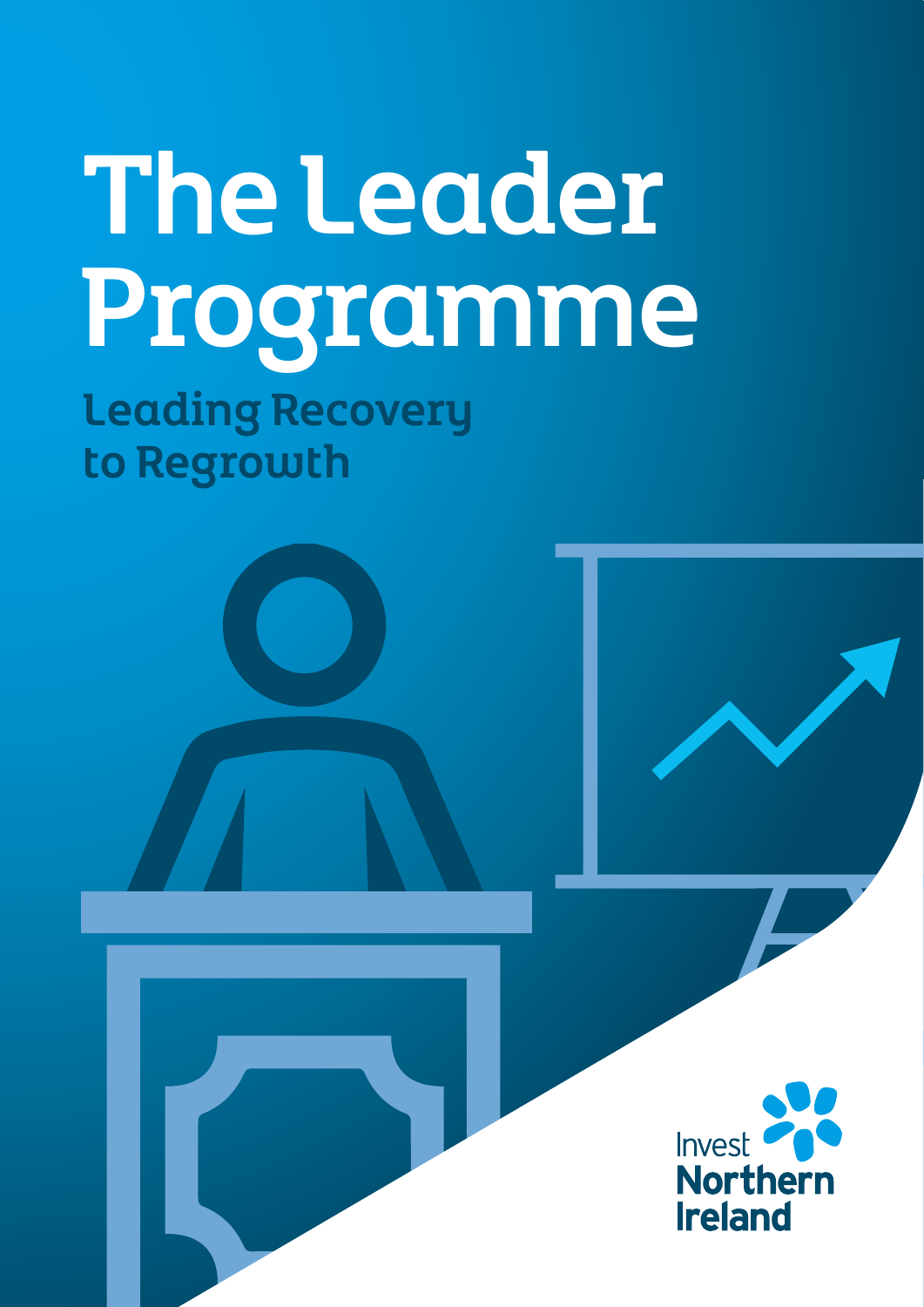# The Leader Programme

## Leading Recovery to Regrowth

Invest Northern Ireland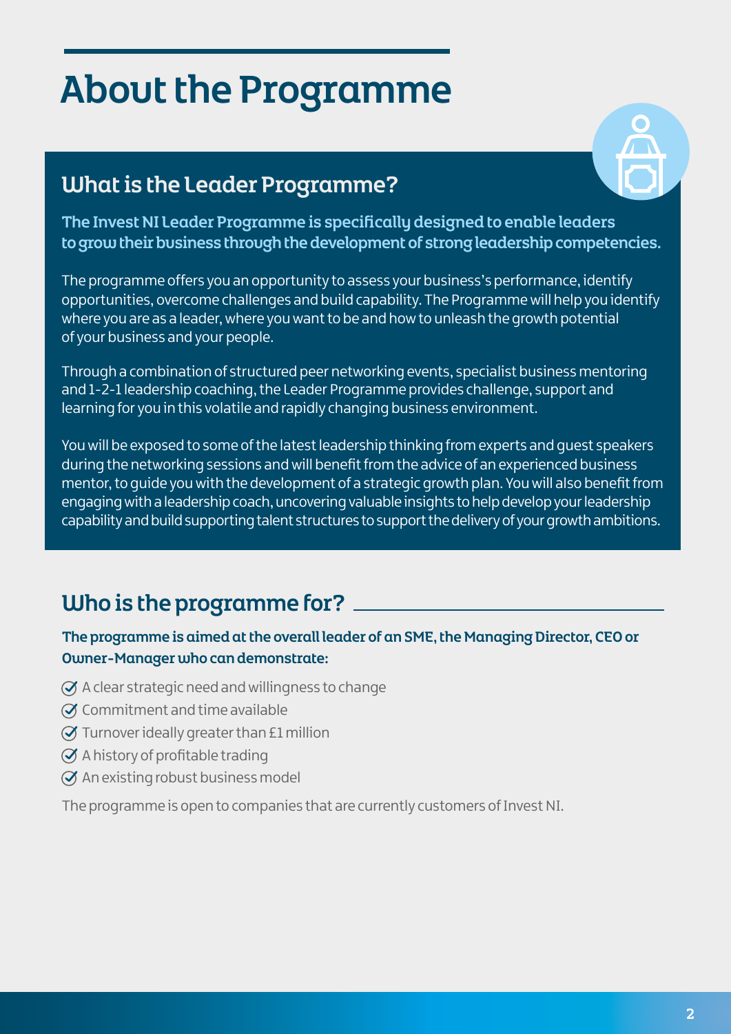# About the Programme

## What is the Leader Programme?

**The Invest NI Leader Programme is specifically designed to enable leaders to grow their business through the development of strong leadership competencies.**

The programme offers you an opportunity to assess your business's performance, identify opportunities, overcome challenges and build capability. The Programme will help you identify where you are as a leader, where you want to be and how to unleash the growth potential of your business and your people.

Through a combination of structured peer networking events, specialist business mentoring and 1-2-1 leadership coaching, the Leader Programme provides challenge, support and learning for you in this volatile and rapidly changing business environment.

You will be exposed to some of the latest leadership thinking from experts and guest speakers during the networking sessions and will benefit from the advice of an experienced business mentor, to guide you with the development of a strategic growth plan. You will also benefit from engaging with a leadership coach, uncovering valuable insights to help develop your leadership capability and build supporting talent structures to support the delivery of your growth ambitions.

## Who is the programme for?

**The programme is aimed at the overall leader of an SME, the Managing Director, CEO or Owner-Manager who can demonstrate:**

- A clear strategic need and willingness to change
- Commitment and time available
- Turnover ideally greater than £1 million
- A history of profitable trading
- An existing robust business model

The programme is open to companies that are currently customers of Invest NI.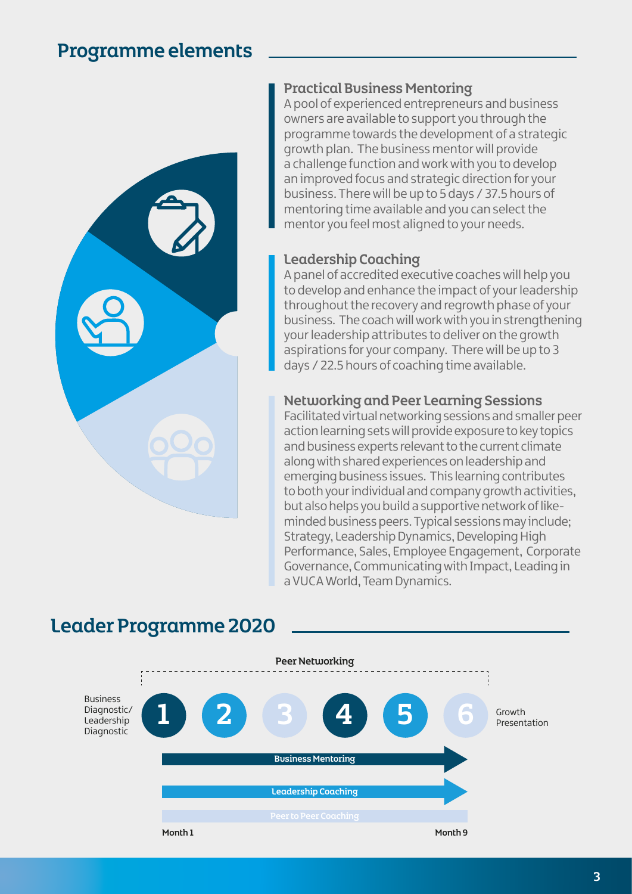## Programme elements

### Practical Business Mentoring

A pool of experienced entrepreneurs and business owners are available to support you through the programme towards the development of a strategic growth plan. The business mentor will provide a challenge function and work with you to develop an improved focus and strategic direction for your business. There will be up to 5 days / 37.5 hours of mentoring time available and you can select the mentor you feel most aligned to your needs.

### Leadership Coaching

A panel of accredited executive coaches will help you to develop and enhance the impact of your leadership throughout the recovery and regrowth phase of your business. The coach will work with you in strengthening your leadership attributes to deliver on the growth aspirations for your company. There will be up to 3 days / 22.5 hours of coaching time available.

### Networking and Peer Learning Sessions

Facilitated virtual networking sessions and smaller peer action learning sets will provide exposure to key topics and business experts relevant to the current climate along with shared experiences on leadership and emerging business issues. This learning contributes to both your individual and company growth activities, but also helps you build a supportive network of like-minded business peers. Typical sessions may include; Strategy, Leadership Dynamics, Developing High Performance, Sales, Employee Engagement, Corporate Governance, Communicating with Impact, Leading in a VUCA World, Team Dynamics.

## Leader Programme 2020

Peer Networking

Business Diagnostic/ Leadership Diagnostic — 1 — 2 — 3 — 4 — 5 — 6 — Growth Presentation

Business Mentoring

Leadership Coaching

Peer to Peer Coaching

Month 1 — Month 9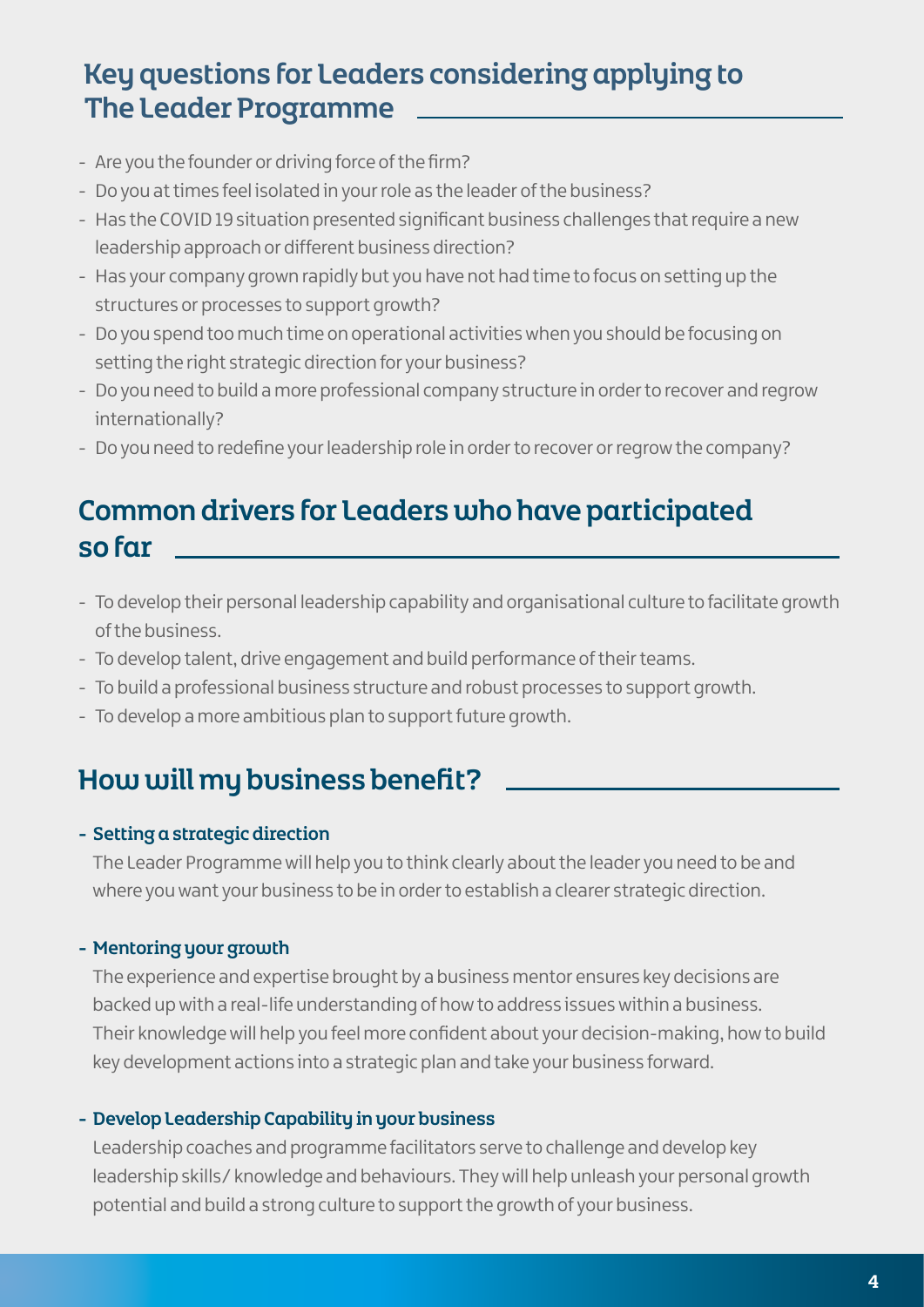## Key questions for Leaders considering applying to The Leader Programme

- Are you the founder or driving force of the firm?
- Do you at times feel isolated in your role as the leader of the business?
- Has the COVID 19 situation presented significant business challenges that require a new leadership approach or different business direction?
- Has your company grown rapidly but you have not had time to focus on setting up the structures or processes to support growth?
- Do you spend too much time on operational activities when you should be focusing on setting the right strategic direction for your business?
- Do you need to build a more professional company structure in order to recover and regrow internationally?
- Do you need to redefine your leadership role in order to recover or regrow the company?

## Common drivers for Leaders who have participated so far

- To develop their personal leadership capability and organisational culture to facilitate growth of the business.
- To develop talent, drive engagement and build performance of their teams.
- To build a professional business structure and robust processes to support growth.
- To develop a more ambitious plan to support future growth.

## How will my business benefit?

- **Setting a strategic direction**

  The Leader Programme will help you to think clearly about the leader you need to be and where you want your business to be in order to establish a clearer strategic direction.

- **Mentoring your growth**

  The experience and expertise brought by a business mentor ensures key decisions are backed up with a real-life understanding of how to address issues within a business. Their knowledge will help you feel more confident about your decision-making, how to build key development actions into a strategic plan and take your business forward.

- **Develop Leadership Capability in your business**

  Leadership coaches and programme facilitators serve to challenge and develop key leadership skills/ knowledge and behaviours. They will help unleash your personal growth potential and build a strong culture to support the growth of your business.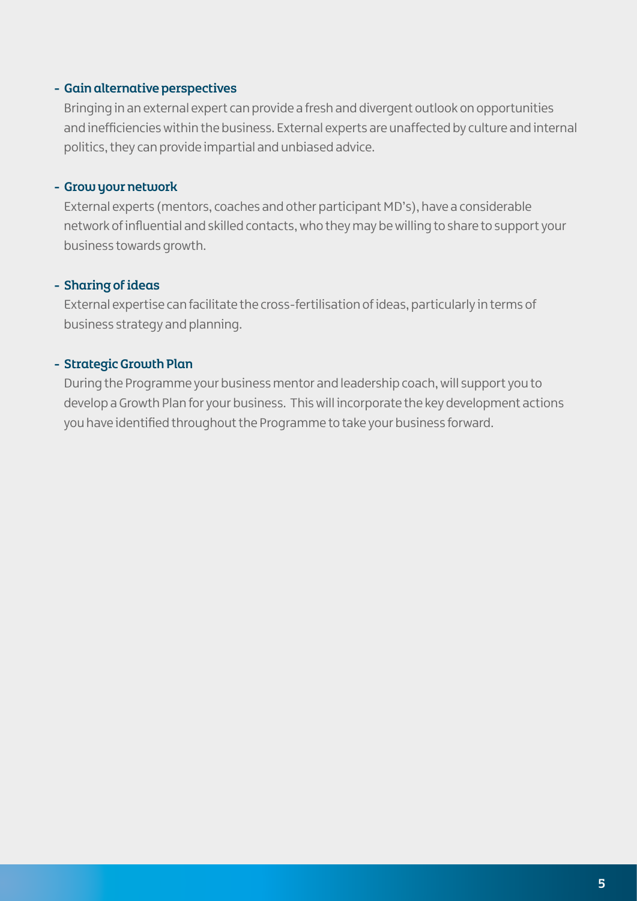- **Gain alternative perspectives**

  Bringing in an external expert can provide a fresh and divergent outlook on opportunities and inefficiencies within the business. External experts are unaffected by culture and internal politics, they can provide impartial and unbiased advice.

- **Grow your network**

  External experts (mentors, coaches and other participant MD's), have a considerable network of influential and skilled contacts, who they may be willing to share to support your business towards growth.

- **Sharing of ideas**

  External expertise can facilitate the cross-fertilisation of ideas, particularly in terms of business strategy and planning.

- **Strategic Growth Plan**

  During the Programme your business mentor and leadership coach, will support you to develop a Growth Plan for your business. This will incorporate the key development actions you have identified throughout the Programme to take your business forward.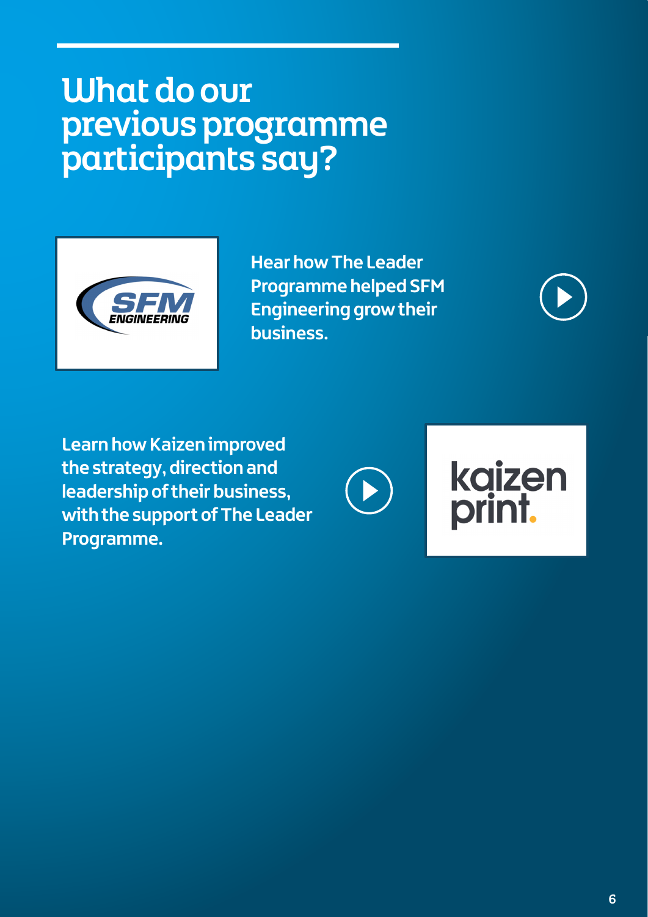# What do our previous programme participants say?

**Hear how The Leader Programme helped SFM Engineering grow their business.**

**Learn how Kaizen improved the strategy, direction and leadership of their business, with the support of The Leader Programme.**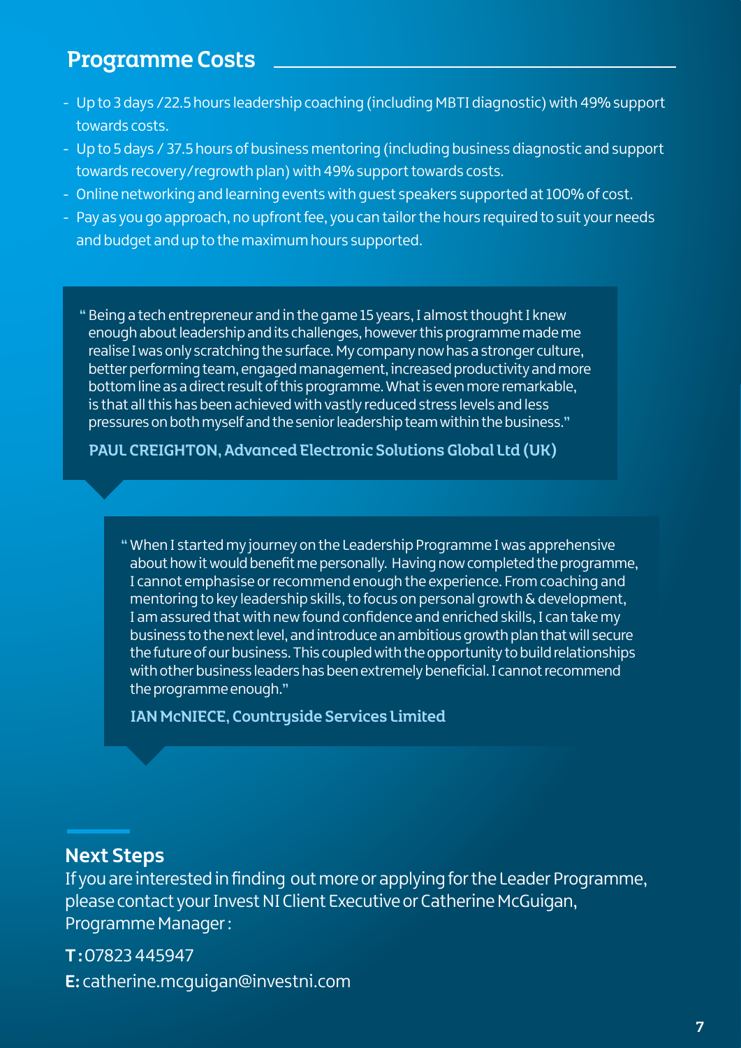## Programme Costs

- Up to 3 days /22.5 hours leadership coaching (including MBTI diagnostic) with 49% support towards costs.
- Up to 5 days / 37.5 hours of business mentoring (including business diagnostic and support towards recovery/regrowth plan) with 49% support towards costs.
- Online networking and learning events with guest speakers supported at 100% of cost.
- Pay as you go approach, no upfront fee, you can tailor the hours required to suit your needs and budget and up to the maximum hours supported.

> " Being a tech entrepreneur and in the game 15 years, I almost thought I knew enough about leadership and its challenges, however this programme made me realise I was only scratching the surface. My company now has a stronger culture, better performing team, engaged management, increased productivity and more bottom line as a direct result of this programme. What is even more remarkable, is that all this has been achieved with vastly reduced stress levels and less pressures on both myself and the senior leadership team within the business."
>
> **PAUL CREIGHTON, Advanced Electronic Solutions Global Ltd (UK)**

> " When I started my journey on the Leadership Programme I was apprehensive about how it would benefit me personally. Having now completed the programme, I cannot emphasise or recommend enough the experience. From coaching and mentoring to key leadership skills, to focus on personal growth & development, I am assured that with new found confidence and enriched skills, I can take my business to the next level, and introduce an ambitious growth plan that will secure the future of our business. This coupled with the opportunity to build relationships with other business leaders has been extremely beneficial. I cannot recommend the programme enough."
>
> **IAN McNIECE, Countryside Services Limited**

## Next Steps

If you are interested in finding out more or applying for the Leader Programme, please contact your Invest NI Client Executive or Catherine McGuigan, Programme Manager :

**T :** 07823 445947

**E:** catherine.mcguigan@investni.com